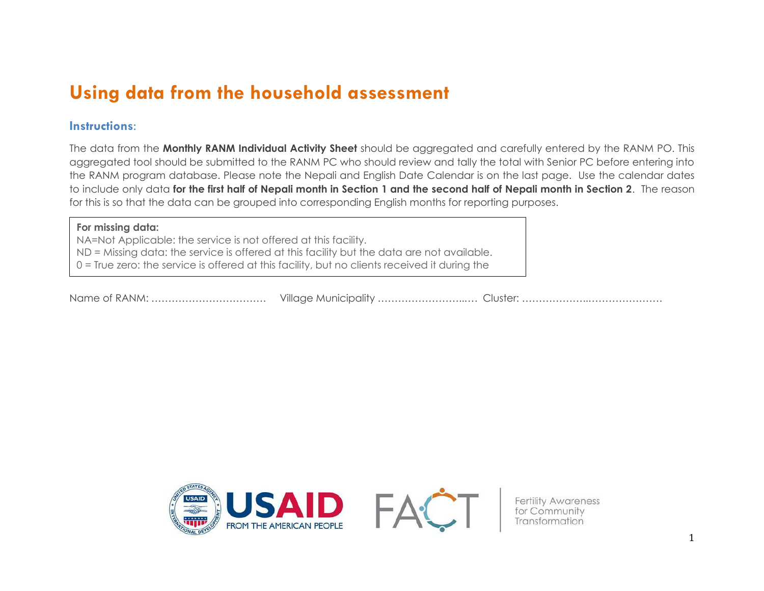# Using data from the household assessment

## Instructions:

The data from the **Monthly RANM Individual Activity Sheet** should be aggregated and carefully entered by the RANM PO. This aggregated tool should be submitted to the RANM PC who should review and tally the total with Senior PC before entering into the RANM program database. Please note the Nepali and English Date Calendar is on the last page. Use the calendar dates to include only data **for the first half of Nepali month in Section 1 and the second half of Nepali month in Section 2**. The reason for this is so that the data can be grouped into corresponding English months for reporting purposes.

**For missing data:**
NA=Not Applicable: the service is not offered at this facility.
ND = Missing data: the service is offered at this facility but the data are not available.
0 = True zero: the service is offered at this facility, but no clients received it during the

Name of RANM: …………………………… Village Municipality ……………………..… Cluster: …………………..…………………

USAID FROM THE AMERICAN PEOPLE

FACT Fertility Awareness for Community Transformation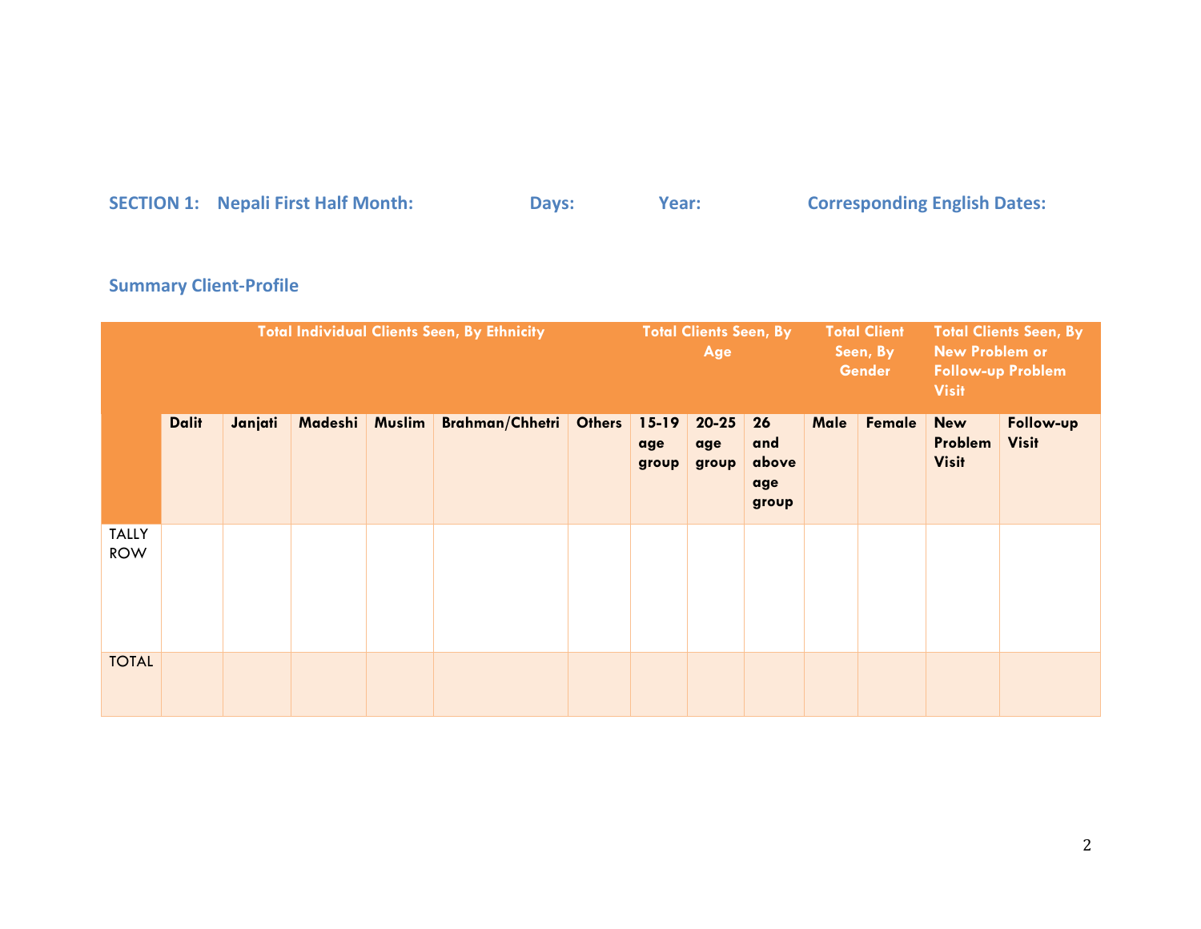**SECTION 1: Nepali First Half Month: Days: Year: Corresponding English Dates:**

## Summary Client-Profile

| | Total Individual Clients Seen, By Ethnicity | | | | | | Total Clients Seen, By Age | | | Total Client Seen, By Gender | | Total Clients Seen, By New Problem or Follow-up Problem Visit | |
|---|---|---|---|---|---|---|---|---|---|---|---|---|---|
| | Dalit | Janjati | Madeshi | Muslim | Brahman/Chhetri | Others | 15-19 age group | 20-25 age group | 26 and above age group | Male | Female | New Problem Visit | Follow-up Visit |
| TALLY ROW | | | | | | | | | | | | | |
| TOTAL | | | | | | | | | | | | | |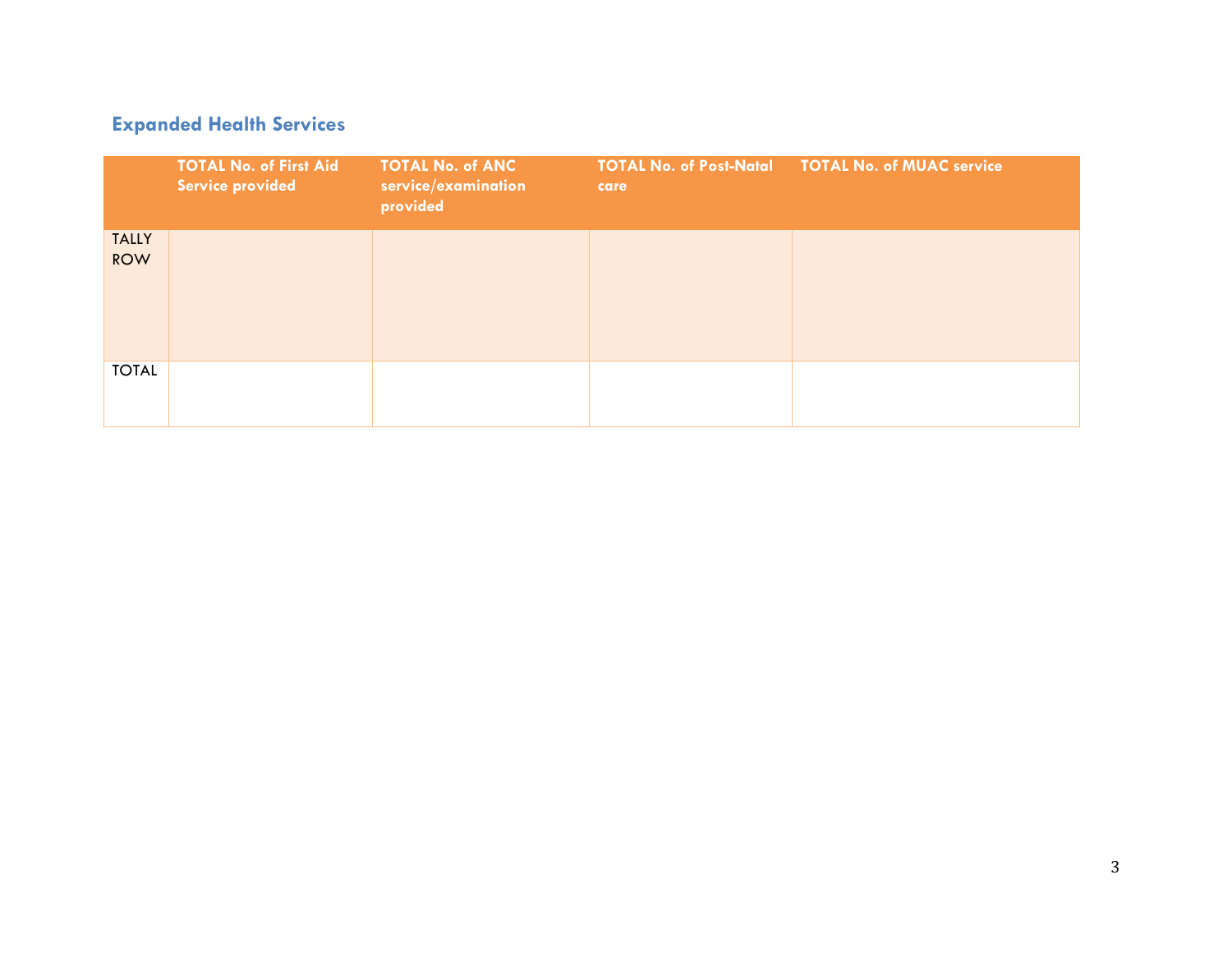## Expanded Health Services

| | TOTAL No. of First Aid Service provided | TOTAL No. of ANC service/examination provided | TOTAL No. of Post-Natal care | TOTAL No. of MUAC service |
|---|---|---|---|---|
| TALLY ROW | | | | |
| TOTAL | | | | |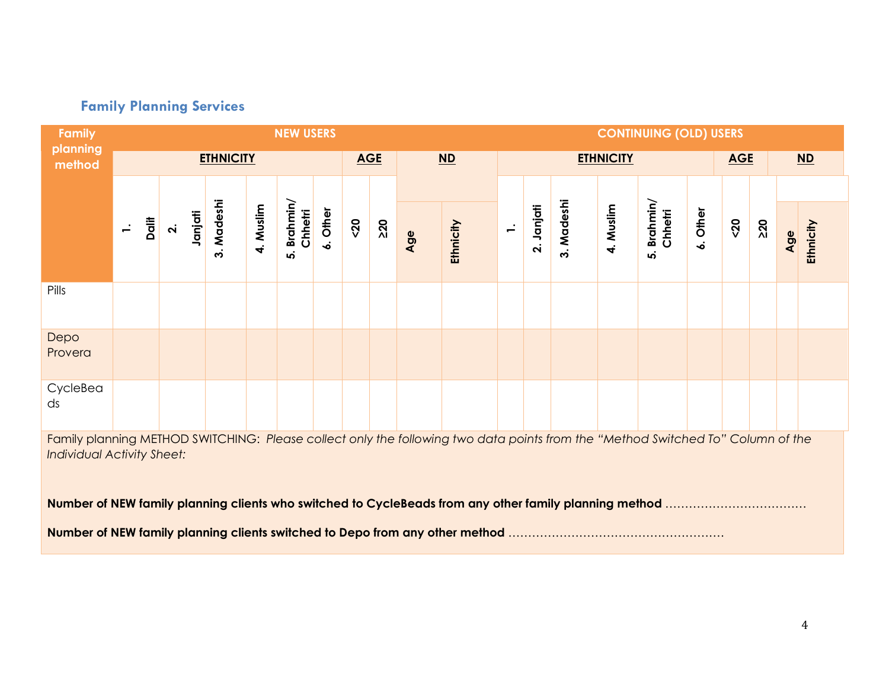### Family Planning Services

| Family planning method | NEW USERS | | | | | | | | | | CONTINUING (OLD) USERS | | | | | | | | | |
|---|---|---|---|---|---|---|---|---|---|---|---|---|---|---|---|---|---|---|---|---|
| | ETHNICITY | | | | | | AGE | | ND | | ETHNICITY | | | | | | AGE | | ND | |
| | 1. Dalit | 2. Janjati | 3. Madeshi | 4. Muslim | 5. Brahmin/ Chhetri | 6. Other | <20 | ≥20 | Age | Ethnicity | 1. | 2. Janjati | 3. Madeshi | 4. Muslim | 5. Brahmin/ Chhetri | 6. Other | <20 | ≥20 | Age | Ethnicity |
| Pills | | | | | | | | | | | | | | | | | | | | |
| Depo Provera | | | | | | | | | | | | | | | | | | | | |
| CycleBeads | | | | | | | | | | | | | | | | | | | | |

Family planning METHOD SWITCHING: *Please collect only the following two data points from the "Method Switched To" Column of the Individual Activity Sheet:*

**Number of NEW family planning clients who switched to CycleBeads from any other family planning method** ………………………………

**Number of NEW family planning clients switched to Depo from any other method** ………………………………………………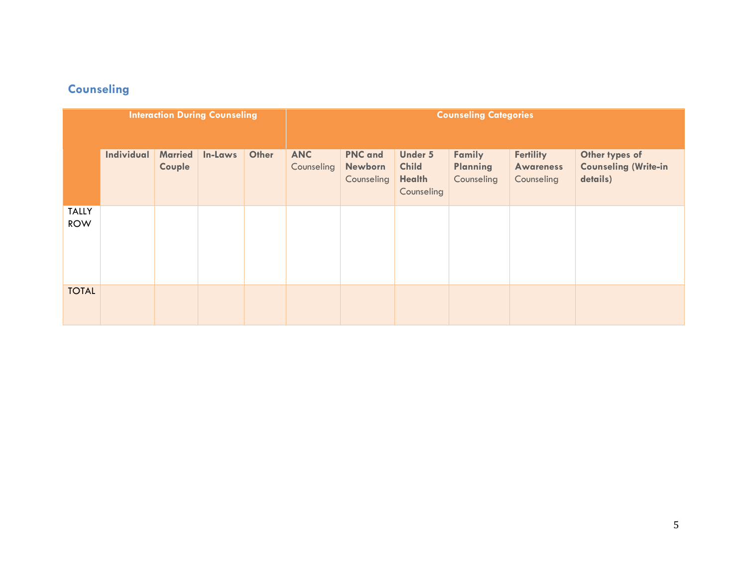## Counseling

| | Interaction During Counseling | | | | Counseling Categories | | | | | |
|---|---|---|---|---|---|---|---|---|---|---|
| | **Individual** | **Married Couple** | **In-Laws** | **Other** | **ANC** Counseling | **PNC and Newborn** Counseling | **Under 5 Child Health** Counseling | **Family Planning** Counseling | **Fertility Awareness** Counseling | **Other types of Counseling (Write-in details)** |
| TALLY ROW | | | | | | | | | | |
| TOTAL | | | | | | | | | | |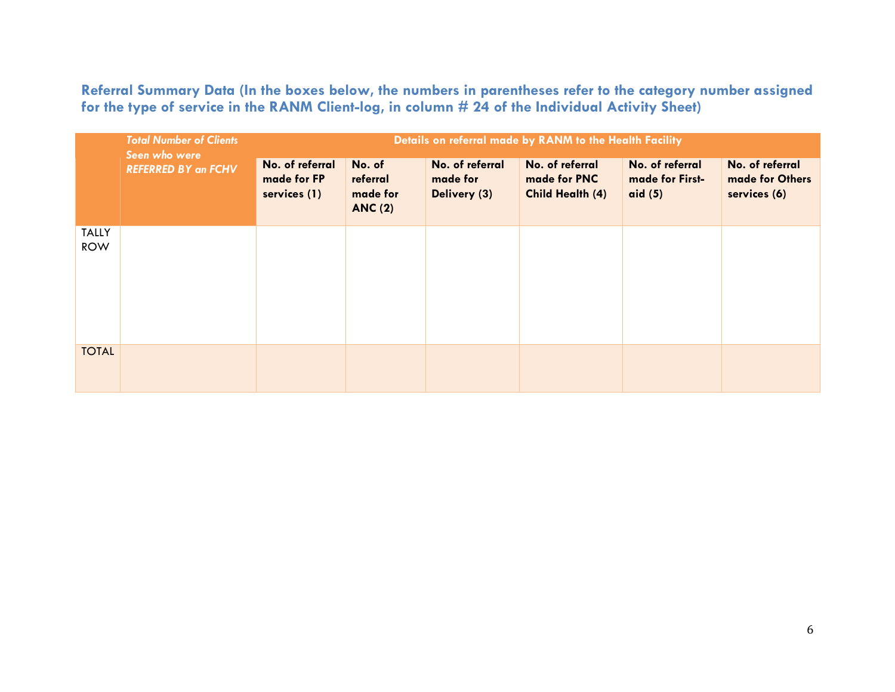## Referral Summary Data (In the boxes below, the numbers in parentheses refer to the category number assigned for the type of service in the RANM Client-log, in column # 24 of the Individual Activity Sheet)

| | *Total Number of Clients Seen who were REFERRED BY an FCHV* | Details on referral made by RANM to the Health Facility | | | | | |
|---|---|---|---|---|---|---|---|
| | | **No. of referral made for FP services (1)** | **No. of referral made for ANC (2)** | **No. of referral made for Delivery (3)** | **No. of referral made for PNC Child Health (4)** | **No. of referral made for First-aid (5)** | **No. of referral made for Others services (6)** |
| TALLY ROW | | | | | | | |
| TOTAL | | | | | | | |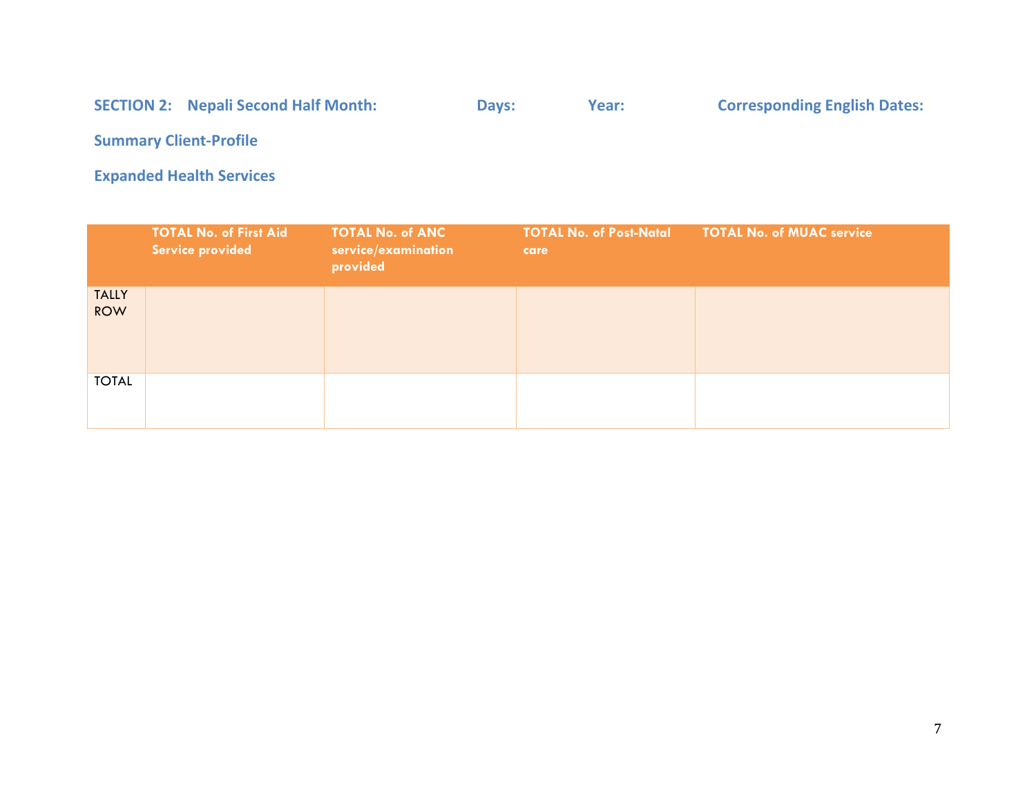**SECTION 2: Nepali Second Half Month: Days: Year: Corresponding English Dates:**

**Summary Client-Profile**

**Expanded Health Services**

| | TOTAL No. of First Aid Service provided | TOTAL No. of ANC service/examination provided | TOTAL No. of Post-Natal care | TOTAL No. of MUAC service |
|---|---|---|---|---|
| TALLY ROW | | | | |
| TOTAL | | | | |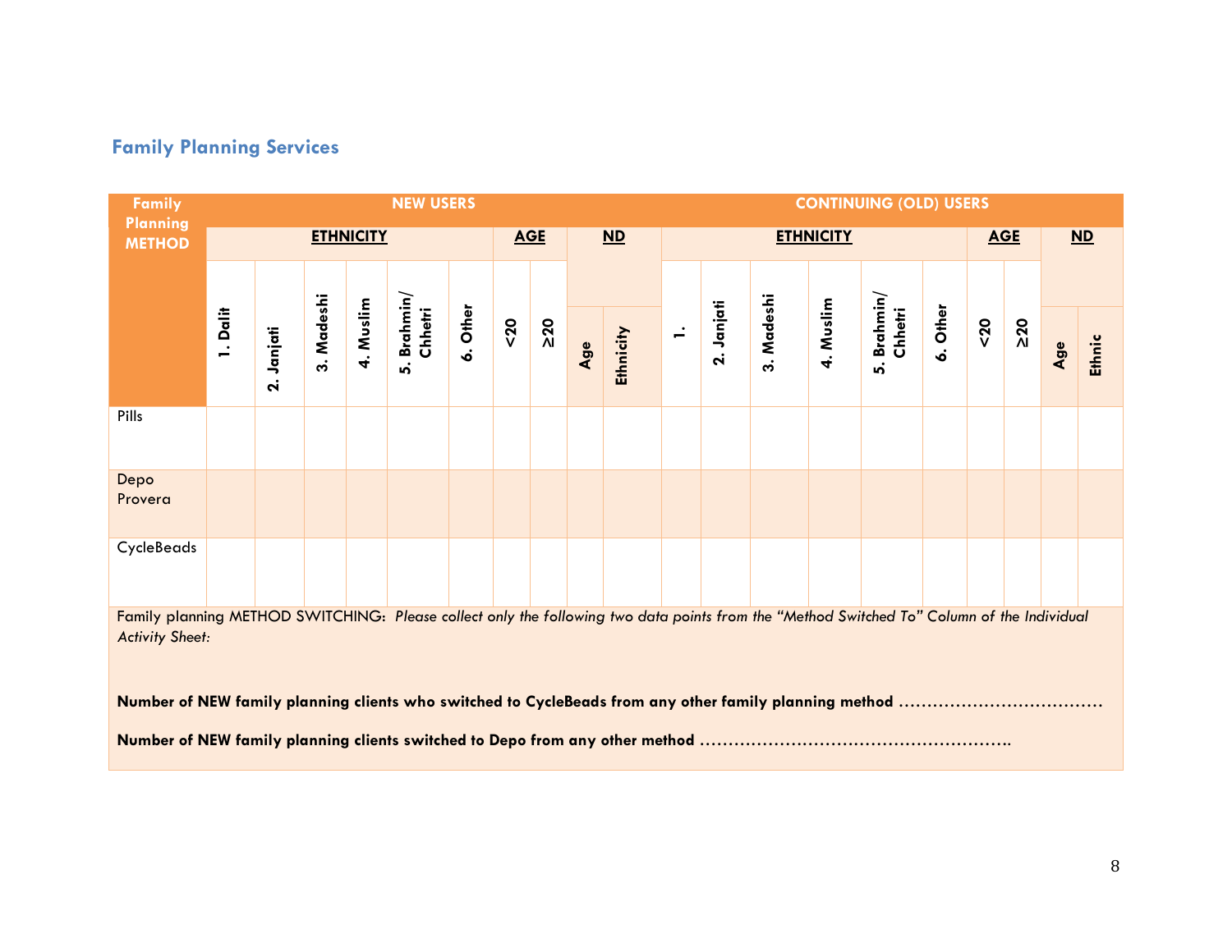## Family Planning Services

| Family Planning METHOD | NEW USERS | | | | | | | | | | CONTINUING (OLD) USERS | | | | | | | | | |
|---|---|---|---|---|---|---|---|---|---|---|---|---|---|---|---|---|---|---|---|---|
| | ETHNICITY | | | | | | AGE | | ND | | ETHNICITY | | | | | | AGE | | ND | |
| | 1. Dalit | 2. Janjati | 3. Madeshi | 4. Muslim | 5. Brahmin/ Chhetri | 6. Other | <20 | ≥20 | Age | Ethnicity | 1. | 2. Janjati | 3. Madeshi | 4. Muslim | 5. Brahmin/ Chhetri | 6. Other | <20 | ≥20 | Age | Ethnic |
| Pills | | | | | | | | | | | | | | | | | | | | |
| Depo Provera | | | | | | | | | | | | | | | | | | | | |
| CycleBeads | | | | | | | | | | | | | | | | | | | | |

Family planning METHOD SWITCHING: *Please collect only the following two data points from the "Method Switched To" Column of the Individual Activity Sheet:*

**Number of NEW family planning clients who switched to CycleBeads from any other family planning method ……………………………….**

**Number of NEW family planning clients switched to Depo from any other method ……………………………………………….**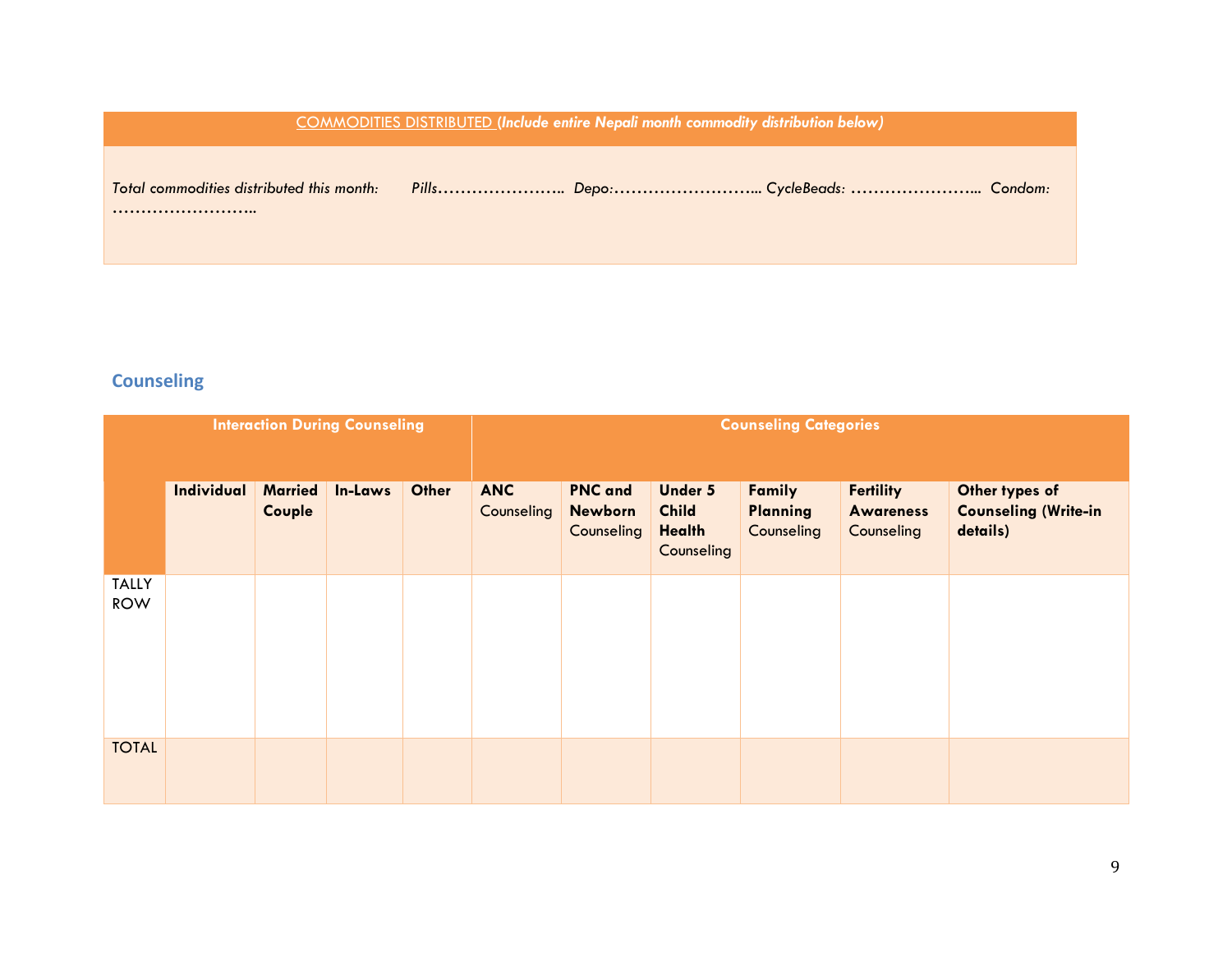| COMMODITIES DISTRIBUTED (*Include entire Nepali month commodity distribution below*) |
|---|
| *Total commodities distributed this month: Pills………………….. Depo:…………………….. CycleBeads: …………………... Condom: ……………………..* |

## Counseling

| Interaction During Counseling | | | | | Counseling Categories | | | | | |
|---|---|---|---|---|---|---|---|---|---|---|
| | **Individual** | **Married Couple** | **In-Laws** | **Other** | **ANC** Counseling | **PNC and Newborn** Counseling | **Under 5 Child Health** Counseling | **Family Planning** Counseling | **Fertility Awareness** Counseling | **Other types of Counseling (Write-in details)** |
| TALLY ROW | | | | | | | | | | |
| TOTAL | | | | | | | | | | |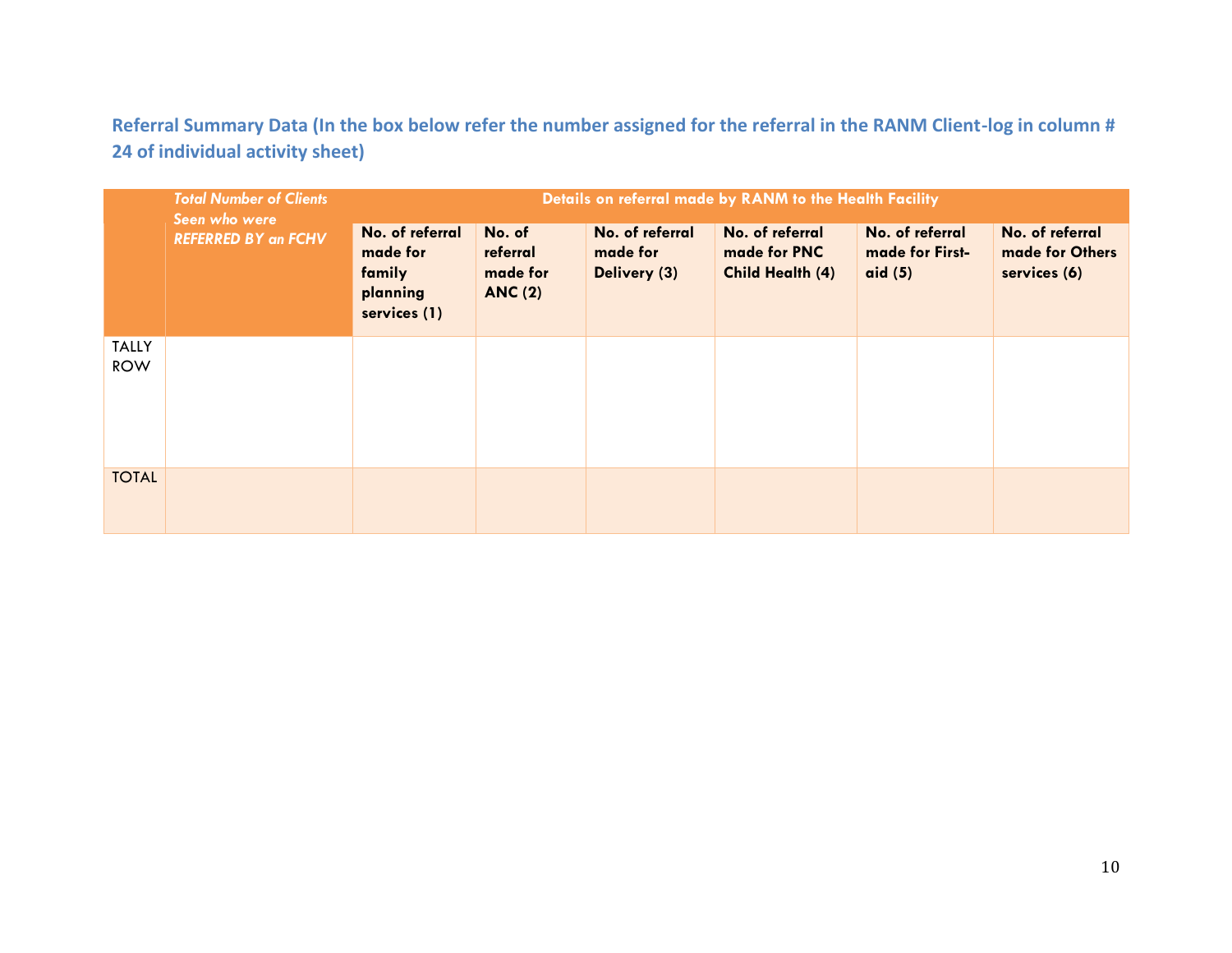## Referral Summary Data (In the box below refer the number assigned for the referral in the RANM Client-log in column # 24 of individual activity sheet)

| | *Total Number of Clients Seen who were REFERRED BY an FCHV* | Details on referral made by RANM to the Health Facility | | | | | |
|---|---|---|---|---|---|---|---|
| | | **No. of referral made for family planning services (1)** | **No. of referral made for ANC (2)** | **No. of referral made for Delivery (3)** | **No. of referral made for PNC Child Health (4)** | **No. of referral made for First-aid (5)** | **No. of referral made for Others services (6)** |
| TALLY ROW | | | | | | | |
| TOTAL | | | | | | | |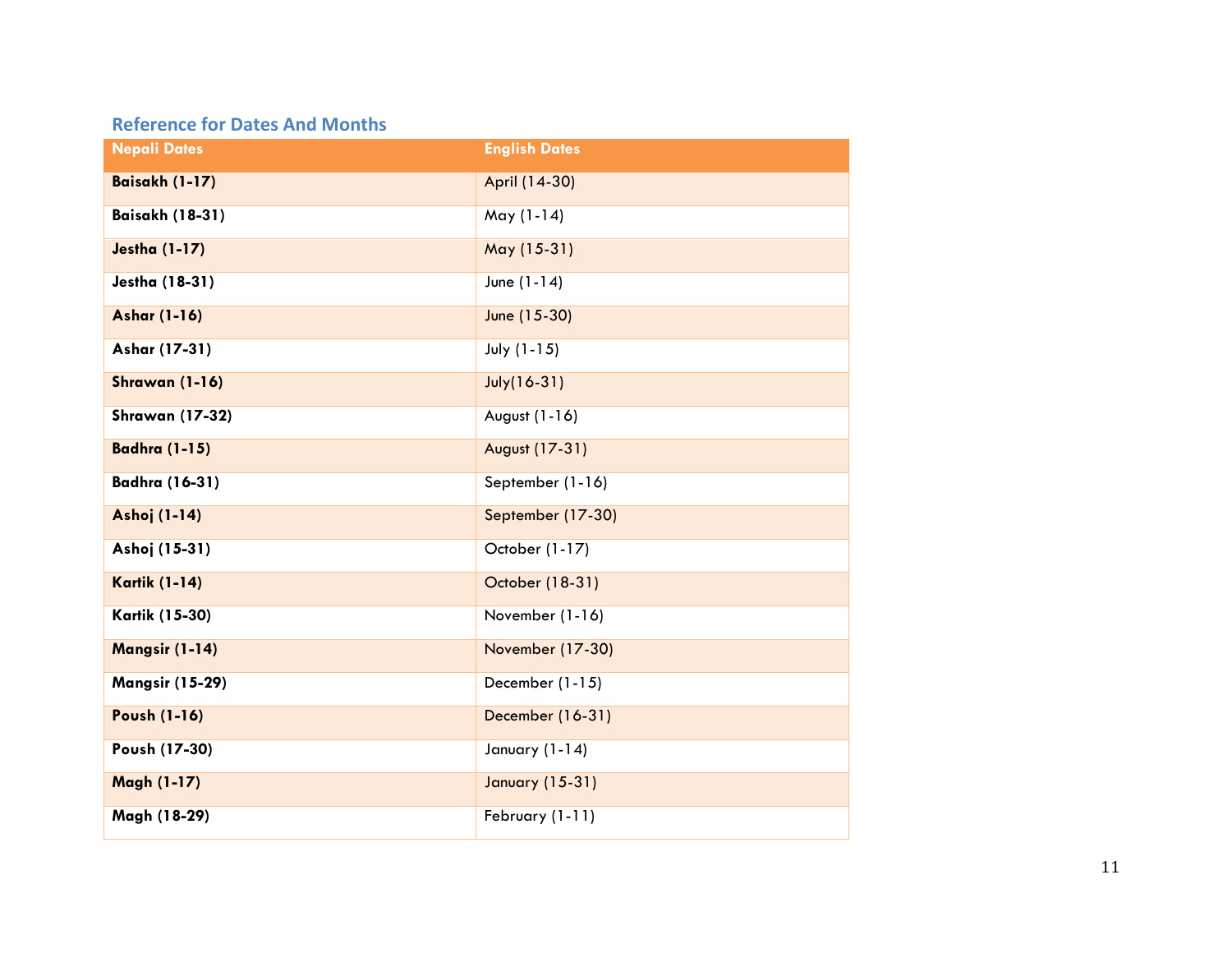## Reference for Dates And Months

| Nepali Dates | English Dates |
|---|---|
| **Baisakh (1-17)** | April (14-30) |
| **Baisakh (18-31)** | May (1-14) |
| **Jestha (1-17)** | May (15-31) |
| **Jestha (18-31)** | June (1-14) |
| **Ashar (1-16)** | June (15-30) |
| **Ashar (17-31)** | July (1-15) |
| **Shrawan (1-16)** | July(16-31) |
| **Shrawan (17-32)** | August (1-16) |
| **Badhra (1-15)** | August (17-31) |
| **Badhra (16-31)** | September (1-16) |
| **Ashoj (1-14)** | September (17-30) |
| **Ashoj (15-31)** | October (1-17) |
| **Kartik (1-14)** | October (18-31) |
| **Kartik (15-30)** | November (1-16) |
| **Mangsir (1-14)** | November (17-30) |
| **Mangsir (15-29)** | December (1-15) |
| **Poush (1-16)** | December (16-31) |
| **Poush (17-30)** | January (1-14) |
| **Magh (1-17)** | January (15-31) |
| **Magh (18-29)** | February (1-11) |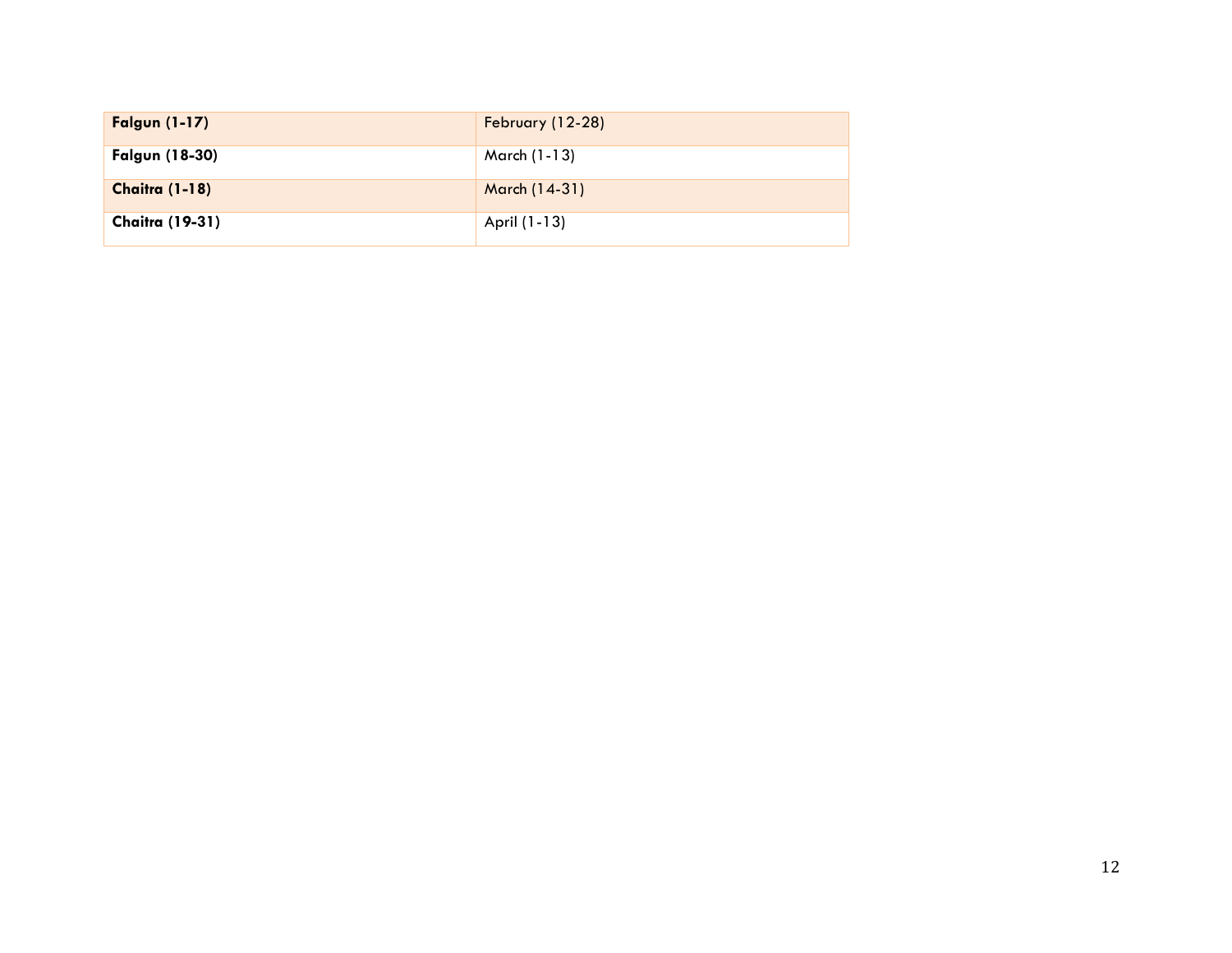| **Falgun (1-17)** | February (12-28) |
| --- | --- |
| **Falgun (18-30)** | March (1-13) |
| **Chaitra (1-18)** | March (14-31) |
| **Chaitra (19-31)** | April (1-13) |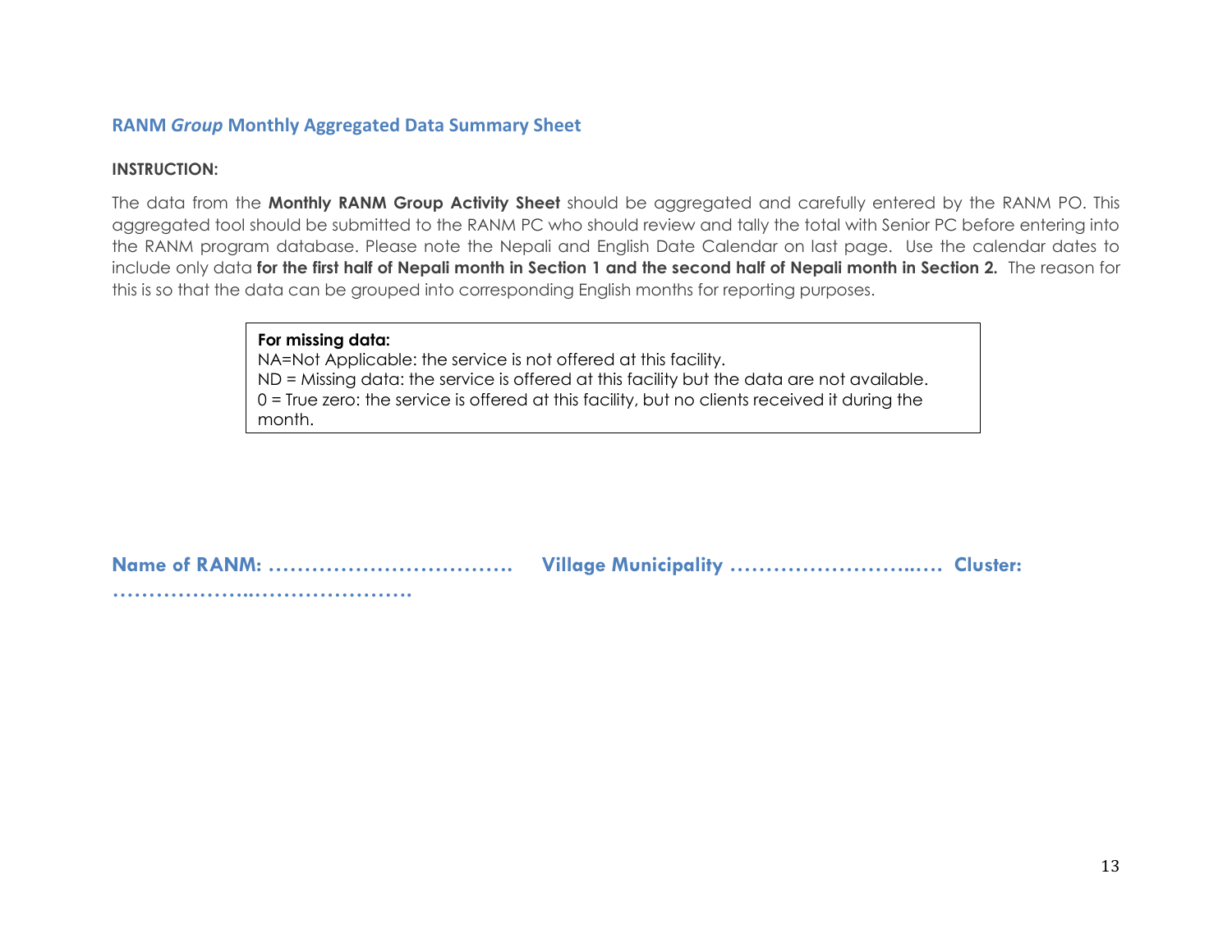## RANM *Group* Monthly Aggregated Data Summary Sheet

**INSTRUCTION:**

The data from the **Monthly RANM Group Activity Sheet** should be aggregated and carefully entered by the RANM PO. This aggregated tool should be submitted to the RANM PC who should review and tally the total with Senior PC before entering into the RANM program database. Please note the Nepali and English Date Calendar on last page. Use the calendar dates to include only data **for the first half of Nepali month in Section 1 and the second half of Nepali month in Section 2.** The reason for this is so that the data can be grouped into corresponding English months for reporting purposes.

> **For missing data:**
> NA=Not Applicable: the service is not offered at this facility.
> ND = Missing data: the service is offered at this facility but the data are not available.
> 0 = True zero: the service is offered at this facility, but no clients received it during the month.

**Name of RANM: ……………………………. Village Municipality ……………………..…. Cluster: ………………..………………….**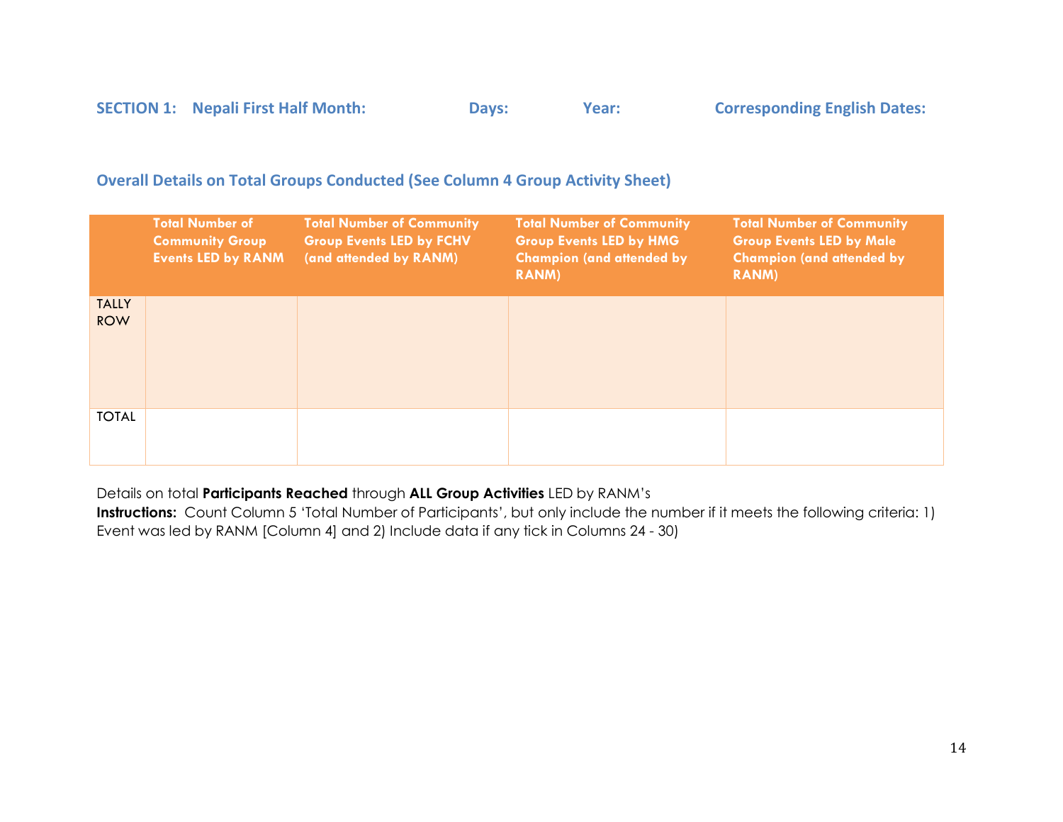**SECTION 1: Nepali First Half Month: Days: Year: Corresponding English Dates:**

### Overall Details on Total Groups Conducted (See Column 4 Group Activity Sheet)

| | Total Number of Community Group Events LED by RANM | Total Number of Community Group Events LED by FCHV (and attended by RANM) | Total Number of Community Group Events LED by HMG Champion (and attended by RANM) | Total Number of Community Group Events LED by Male Champion (and attended by RANM) |
|---|---|---|---|---|
| TALLY ROW | | | | |
| TOTAL | | | | |

Details on total **Participants Reached** through **ALL Group Activities** LED by RANM's

**Instructions:** Count Column 5 'Total Number of Participants', but only include the number if it meets the following criteria: 1) Event was led by RANM [Column 4] and 2) Include data if any tick in Columns 24 - 30)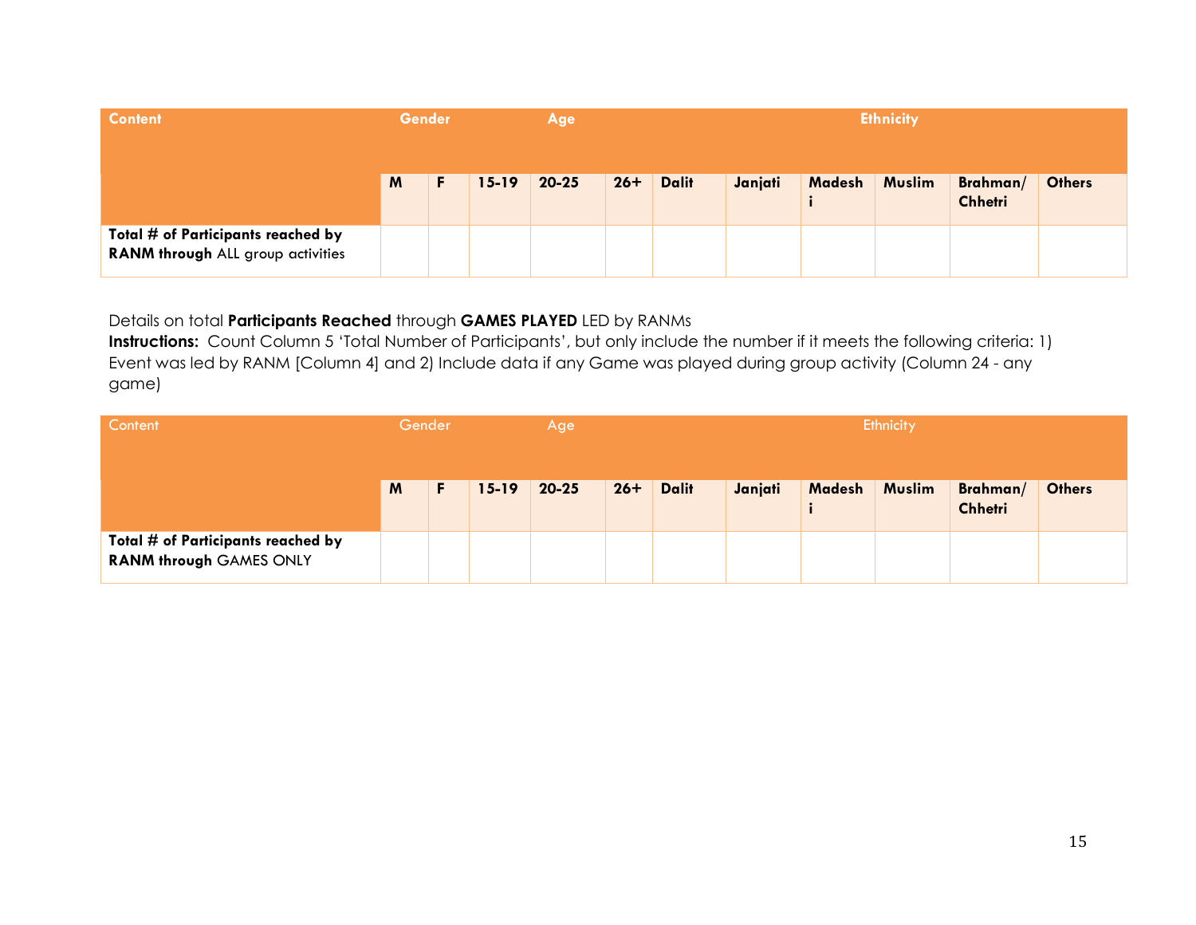| Content | Gender | | Age | | | Ethnicity | | | | | |
|---|---|---|---|---|---|---|---|---|---|---|---|
| | **M** | **F** | **15-19** | **20-25** | **26+** | **Dalit** | **Janjati** | **Madeshi** | **Muslim** | **Brahman/ Chhetri** | **Others** |
| **Total # of Participants reached by RANM through** ALL group activities | | | | | | | | | | | |

Details on total **Participants Reached** through **GAMES PLAYED** LED by RANMs

**Instructions:** Count Column 5 'Total Number of Participants', but only include the number if it meets the following criteria: 1) Event was led by RANM [Column 4] and 2) Include data if any Game was played during group activity (Column 24 - any game)

| Content | Gender | | Age | | | Ethnicity | | | | | |
|---|---|---|---|---|---|---|---|---|---|---|---|
| | **M** | **F** | **15-19** | **20-25** | **26+** | **Dalit** | **Janjati** | **Madeshi** | **Muslim** | **Brahman/ Chhetri** | **Others** |
| **Total # of Participants reached by RANM through** GAMES ONLY | | | | | | | | | | | |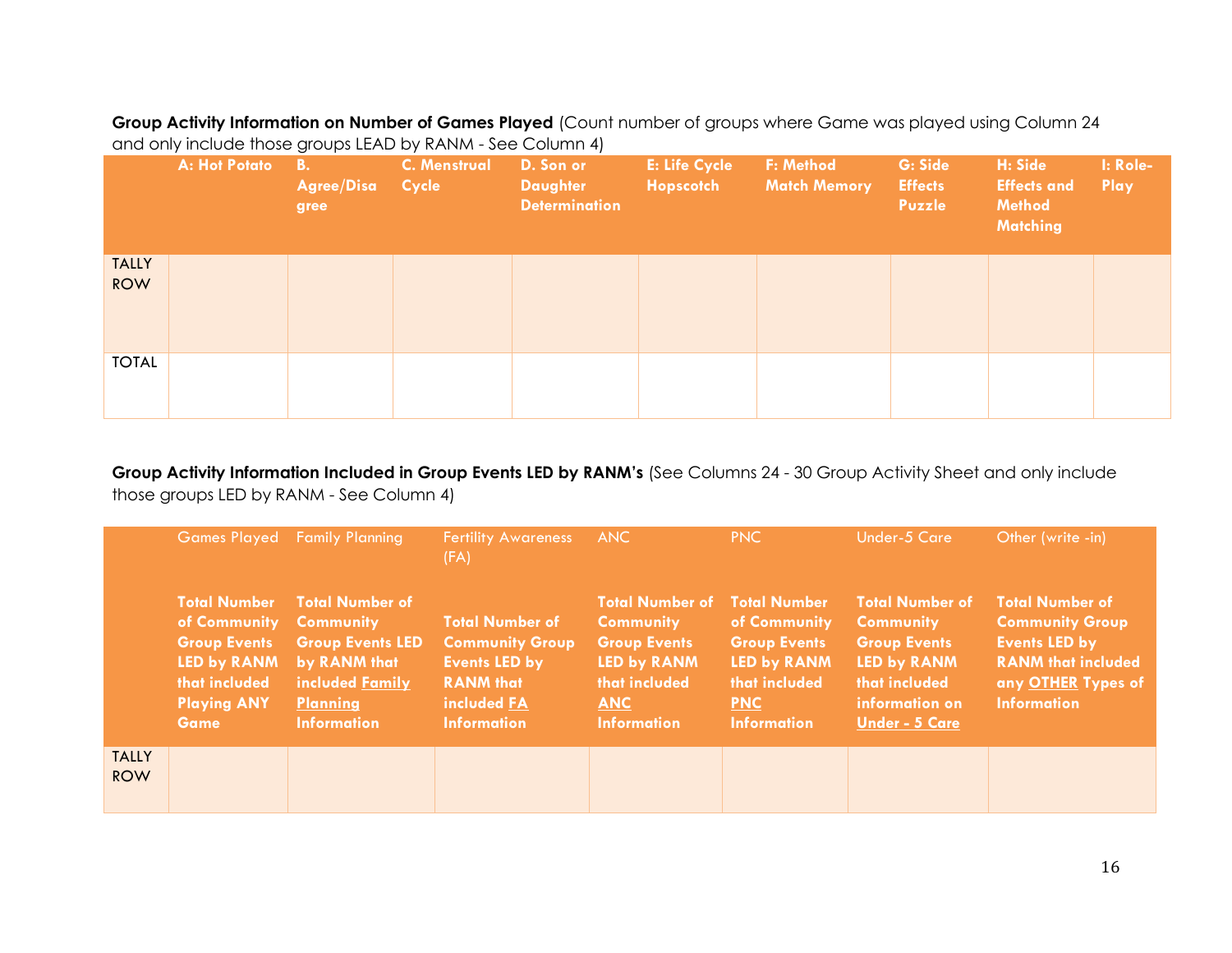**Group Activity Information on Number of Games Played** (Count number of groups where Game was played using Column 24 and only include those groups LEAD by RANM - See Column 4)

| | A: Hot Potato | B. Agree/Disagree | C. Menstrual Cycle | D. Son or Daughter Determination | E: Life Cycle Hopscotch | F: Method Match Memory | G: Side Effects Puzzle | H: Side Effects and Method Matching | I: Role-Play |
|---|---|---|---|---|---|---|---|---|---|
| TALLY ROW | | | | | | | | | |
| TOTAL | | | | | | | | | |

**Group Activity Information Included in Group Events LED by RANM's** (See Columns 24 - 30 Group Activity Sheet and only include those groups LED by RANM - See Column 4)

| | Games Played<br>**Total Number of Community Group Events LED by RANM that included Playing ANY Game** | Family Planning<br>**Total Number of Community Group Events LED by RANM that included <u>Family Planning</u> Information** | Fertility Awareness (FA)<br>**Total Number of Community Group Events LED by RANM that included <u>FA</u> Information** | ANC<br>**Total Number of Community Group Events LED by RANM that included <u>ANC</u> Information** | PNC<br>**Total Number of Community Group Events LED by RANM that included <u>PNC</u> Information** | Under-5 Care<br>**Total Number of Community Group Events LED by RANM that included information on <u>Under - 5 Care</u>** | Other (write -in)<br>**Total Number of Community Group Events LED by RANM that included any <u>OTHER</u> Types of Information** |
|---|---|---|---|---|---|---|---|
| TALLY ROW | | | | | | | |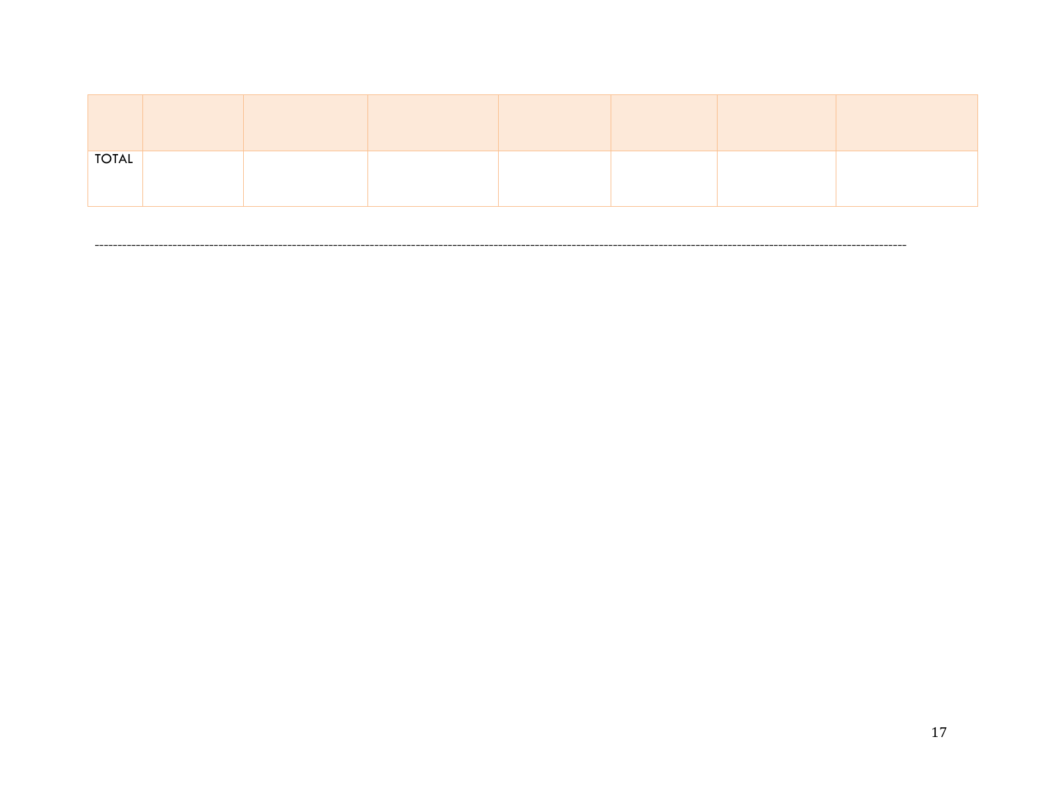|  |  |  |  |  |  |  |  |
|---|---|---|---|---|---|---|---|
| TOTAL |  |  |  |  |  |  |  |

------------------------------------------------------------------------------------------------------------------------------------------------------------------------------------------------------------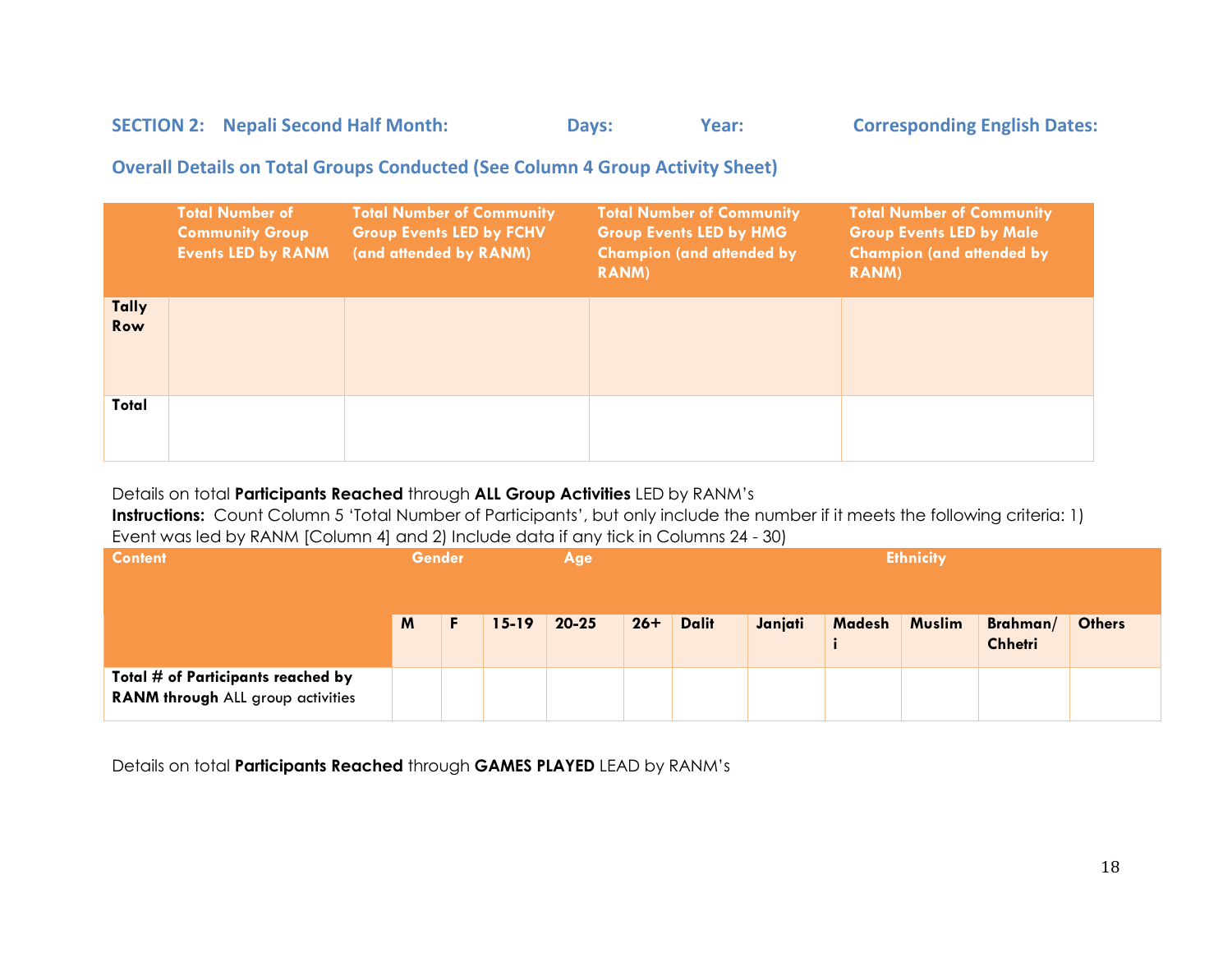**SECTION 2: Nepali Second Half Month: Days: Year: Corresponding English Dates:**

**Overall Details on Total Groups Conducted (See Column 4 Group Activity Sheet)**

| | Total Number of Community Group Events LED by RANM | Total Number of Community Group Events LED by FCHV (and attended by RANM) | Total Number of Community Group Events LED by HMG Champion (and attended by RANM) | Total Number of Community Group Events LED by Male Champion (and attended by RANM) |
|---|---|---|---|---|
| **Tally Row** | | | | |
| **Total** | | | | |

Details on total **Participants Reached** through **ALL Group Activities** LED by RANM's

**Instructions:** Count Column 5 'Total Number of Participants', but only include the number if it meets the following criteria: 1) Event was led by RANM [Column 4] and 2) Include data if any tick in Columns 24 - 30)

| Content | Gender | | Age | | | Ethnicity | | | | | |
|---|---|---|---|---|---|---|---|---|---|---|---|
| | M | F | 15-19 | 20-25 | 26+ | Dalit | Janjati | Madeshi | Muslim | Brahman/ Chhetri | Others |
| **Total # of Participants reached by RANM through** ALL group activities | | | | | | | | | | | |

Details on total **Participants Reached** through **GAMES PLAYED** LEAD by RANM's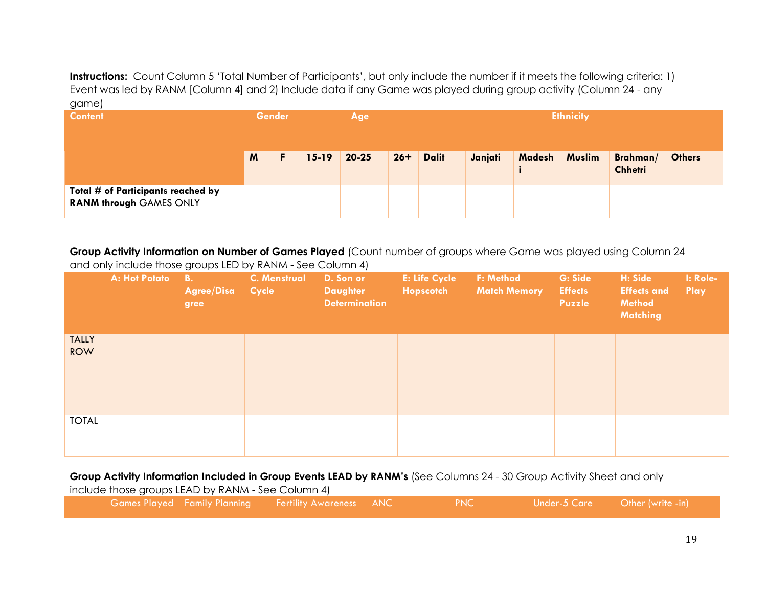**Instructions:** Count Column 5 'Total Number of Participants', but only include the number if it meets the following criteria: 1) Event was led by RANM [Column 4] and 2) Include data if any Game was played during group activity (Column 24 - any game)

| Content | Gender | | Age | | | Ethnicity | | | | | |
|---|---|---|---|---|---|---|---|---|---|---|---|
| | M | F | 15-19 | 20-25 | 26+ | Dalit | Janjati | Madeshi | Muslim | Brahman/ Chhetri | Others |
| **Total # of Participants reached by RANM through** GAMES ONLY | | | | | | | | | | | |

**Group Activity Information on Number of Games Played** (Count number of groups where Game was played using Column 24 and only include those groups LED by RANM - See Column 4)

| | A: Hot Potato | B. Agree/Disagree | C. Menstrual Cycle | D. Son or Daughter Determination | E: Life Cycle Hopscotch | F: Method Match Memory | G: Side Effects Puzzle | H: Side Effects and Method Matching | I: Role-Play |
|---|---|---|---|---|---|---|---|---|---|
| TALLY ROW | | | | | | | | | |
| TOTAL | | | | | | | | | |

**Group Activity Information Included in Group Events LEAD by RANM's** (See Columns 24 - 30 Group Activity Sheet and only include those groups LEAD by RANM - See Column 4)

| | Games Played | Family Planning | Fertility Awareness | ANC | PNC | Under-5 Care | Other (write -in) |
|---|---|---|---|---|---|---|---|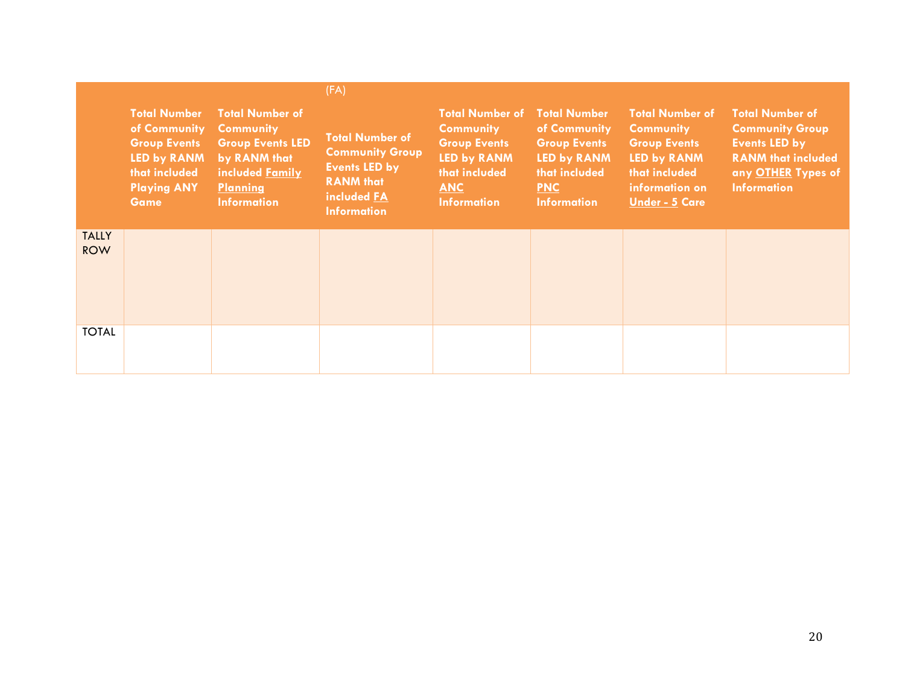|  | Total Number of Community Group Events LED by RANM that included Playing ANY Game | Total Number of Community Group Events LED by RANM that included Family Planning Information | (FA) Total Number of Community Group Events LED by RANM that included FA Information | Total Number of Community Group Events LED by RANM that included ANC Information | Total Number of Community Group Events LED by RANM that included PNC Information | Total Number of Community Group Events LED by RANM that included information on Under - 5 Care | Total Number of Community Group Events LED by RANM that included any OTHER Types of Information |
|---|---|---|---|---|---|---|---|
| TALLY ROW | | | | | | | |
| TOTAL | | | | | | | |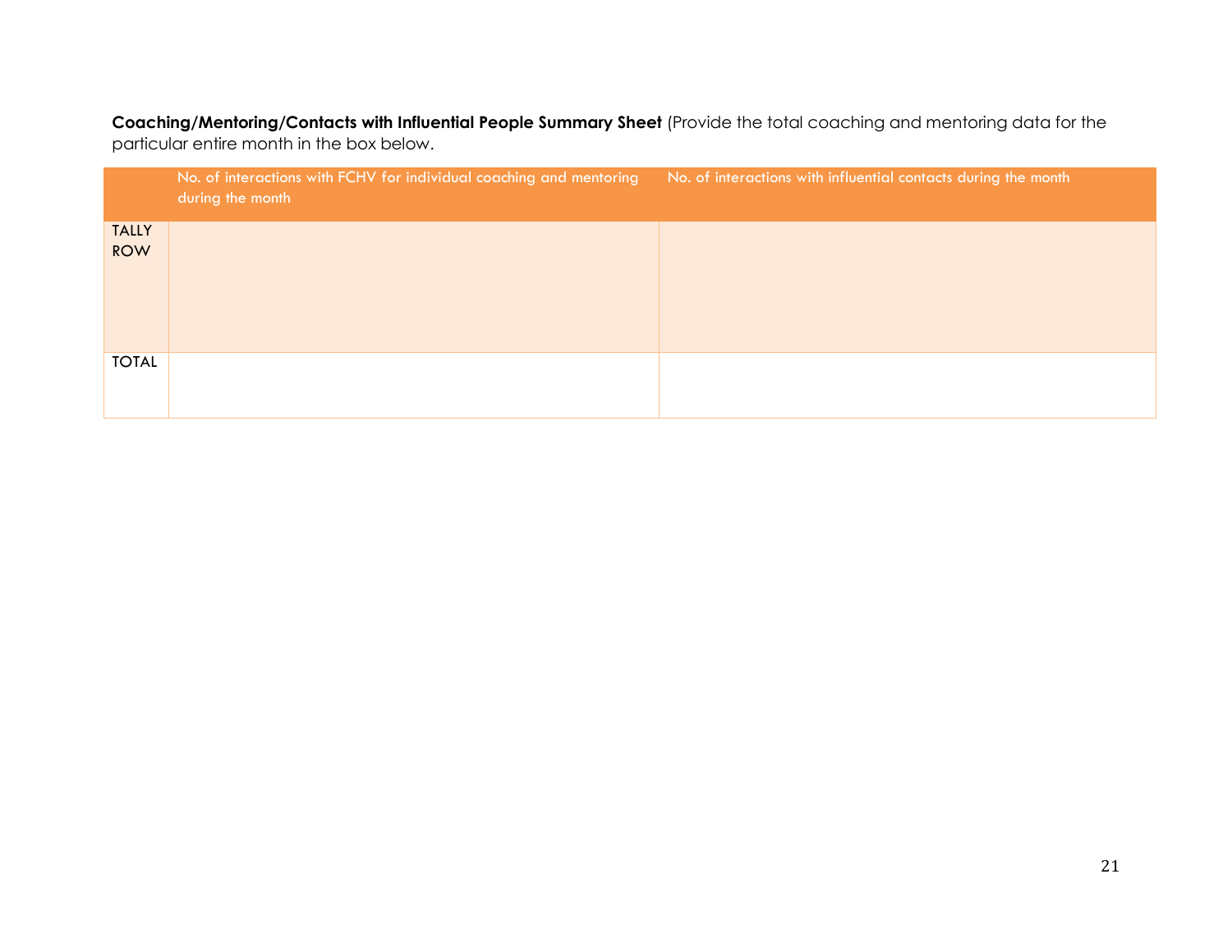**Coaching/Mentoring/Contacts with Influential People Summary Sheet** (Provide the total coaching and mentoring data for the particular entire month in the box below.

| | No. of interactions with FCHV for individual coaching and mentoring during the month | No. of interactions with influential contacts during the month |
|---|---|---|
| TALLY ROW | | |
| TOTAL | | |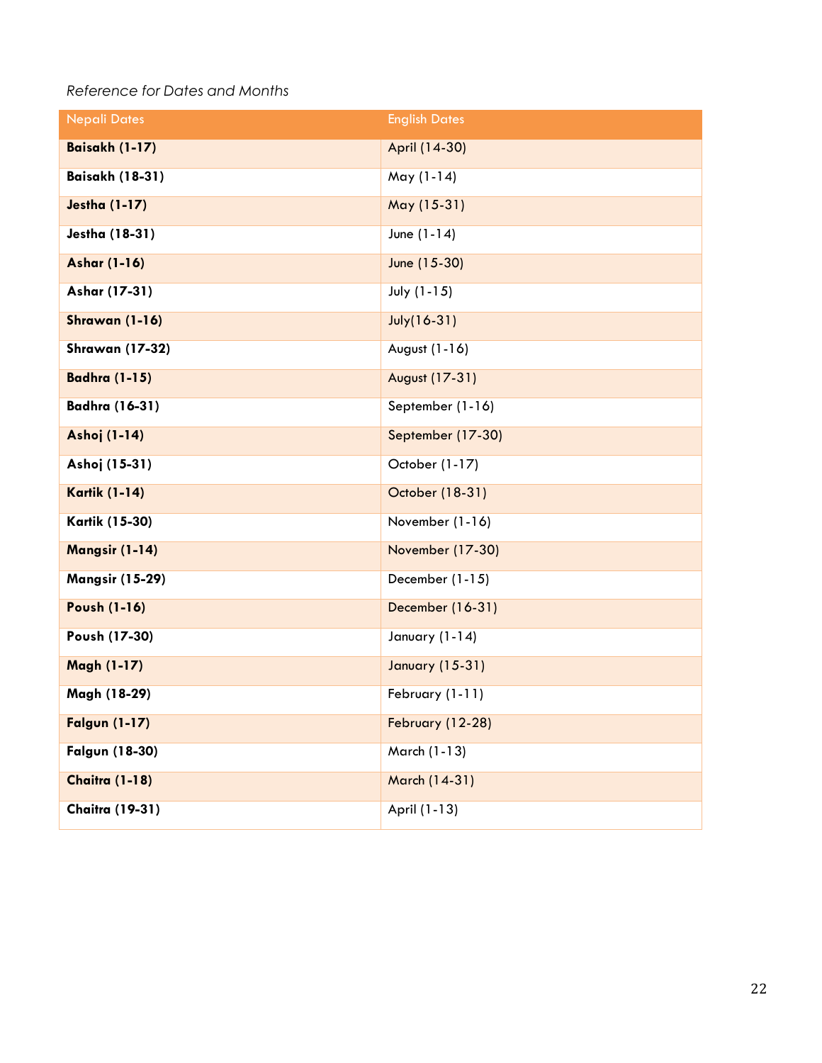*Reference for Dates and Months*

| Nepali Dates | English Dates |
|---|---|
| **Baisakh (1-17)** | April (14-30) |
| **Baisakh (18-31)** | May (1-14) |
| **Jestha (1-17)** | May (15-31) |
| **Jestha (18-31)** | June (1-14) |
| **Ashar (1-16)** | June (15-30) |
| **Ashar (17-31)** | July (1-15) |
| **Shrawan (1-16)** | July(16-31) |
| **Shrawan (17-32)** | August (1-16) |
| **Badhra (1-15)** | August (17-31) |
| **Badhra (16-31)** | September (1-16) |
| **Ashoj (1-14)** | September (17-30) |
| **Ashoj (15-31)** | October (1-17) |
| **Kartik (1-14)** | October (18-31) |
| **Kartik (15-30)** | November (1-16) |
| **Mangsir (1-14)** | November (17-30) |
| **Mangsir (15-29)** | December (1-15) |
| **Poush (1-16)** | December (16-31) |
| **Poush (17-30)** | January (1-14) |
| **Magh (1-17)** | January (15-31) |
| **Magh (18-29)** | February (1-11) |
| **Falgun (1-17)** | February (12-28) |
| **Falgun (18-30)** | March (1-13) |
| **Chaitra (1-18)** | March (14-31) |
| **Chaitra (19-31)** | April (1-13) |